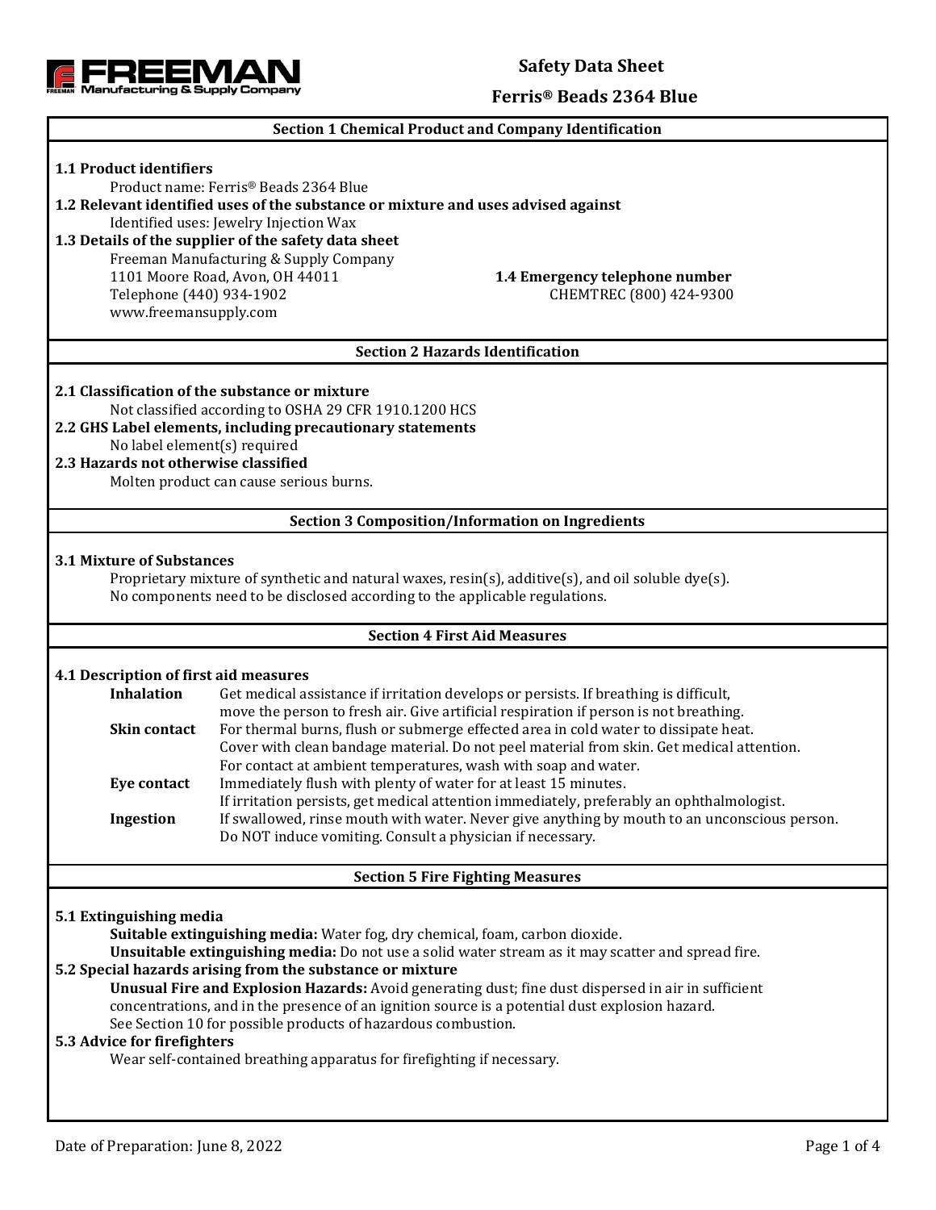# Safety Data Sheet

## Ferris® Beads 2364 Blue

## Section 1 Chemical Product and Company Identification

**1.1 Product identifiers**

Product name: Ferris® Beads 2364 Blue

**1.2 Relevant identified uses of the substance or mixture and uses advised against**

Identified uses: Jewelry Injection Wax

**1.3 Details of the supplier of the safety data sheet**

Freeman Manufacturing & Supply Company
1101 Moore Road, Avon, OH 44011
Telephone (440) 934-1902
www.freemansupply.com

**1.4 Emergency telephone number**

CHEMTREC (800) 424-9300

## Section 2 Hazards Identification

**2.1 Classification of the substance or mixture**

Not classified according to OSHA 29 CFR 1910.1200 HCS

**2.2 GHS Label elements, including precautionary statements**

No label element(s) required

**2.3 Hazards not otherwise classified**

Molten product can cause serious burns.

## Section 3 Composition/Information on Ingredients

**3.1 Mixture of Substances**

Proprietary mixture of synthetic and natural waxes, resin(s), additive(s), and oil soluble dye(s).
No components need to be disclosed according to the applicable regulations.

## Section 4 First Aid Measures

**4.1 Description of first aid measures**

**Inhalation** Get medical assistance if irritation develops or persists. If breathing is difficult, move the person to fresh air. Give artificial respiration if person is not breathing.

**Skin contact** For thermal burns, flush or submerge effected area in cold water to dissipate heat. Cover with clean bandage material. Do not peel material from skin. Get medical attention. For contact at ambient temperatures, wash with soap and water.

**Eye contact** Immediately flush with plenty of water for at least 15 minutes. If irritation persists, get medical attention immediately, preferably an ophthalmologist.

**Ingestion** If swallowed, rinse mouth with water. Never give anything by mouth to an unconscious person. Do NOT induce vomiting. Consult a physician if necessary.

## Section 5 Fire Fighting Measures

**5.1 Extinguishing media**

**Suitable extinguishing media:** Water fog, dry chemical, foam, carbon dioxide.

**Unsuitable extinguishing media:** Do not use a solid water stream as it may scatter and spread fire.

**5.2 Special hazards arising from the substance or mixture**

**Unusual Fire and Explosion Hazards:** Avoid generating dust; fine dust dispersed in air in sufficient concentrations, and in the presence of an ignition source is a potential dust explosion hazard. See Section 10 for possible products of hazardous combustion.

**5.3 Advice for firefighters**

Wear self-contained breathing apparatus for firefighting if necessary.

Date of Preparation: June 8, 2022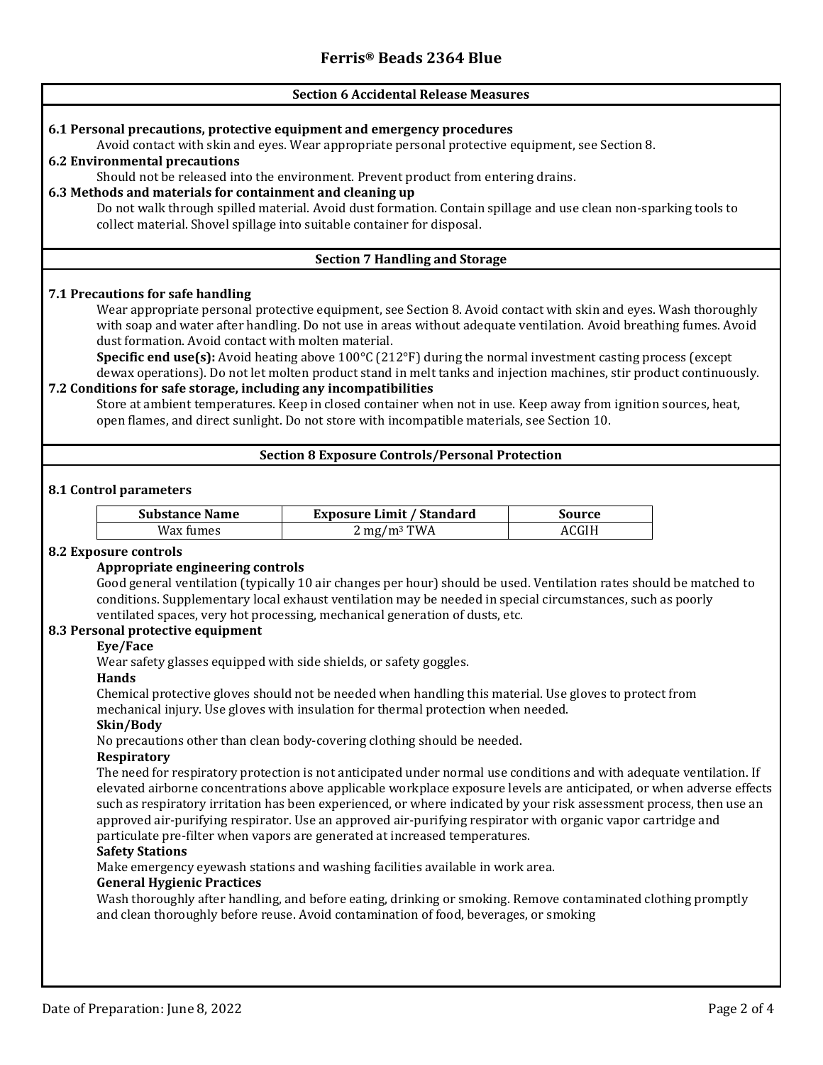## Section 6 Accidental Release Measures

**6.1 Personal precautions, protective equipment and emergency procedures**

Avoid contact with skin and eyes. Wear appropriate personal protective equipment, see Section 8.

**6.2 Environmental precautions**

Should not be released into the environment. Prevent product from entering drains.

**6.3 Methods and materials for containment and cleaning up**

Do not walk through spilled material. Avoid dust formation. Contain spillage and use clean non-sparking tools to collect material. Shovel spillage into suitable container for disposal.

## Section 7 Handling and Storage

**7.1 Precautions for safe handling**

Wear appropriate personal protective equipment, see Section 8. Avoid contact with skin and eyes. Wash thoroughly with soap and water after handling. Do not use in areas without adequate ventilation. Avoid breathing fumes. Avoid dust formation. Avoid contact with molten material.

**Specific end use(s):** Avoid heating above 100°C (212°F) during the normal investment casting process (except dewax operations). Do not let molten product stand in melt tanks and injection machines, stir product continuously.

**7.2 Conditions for safe storage, including any incompatibilities**

Store at ambient temperatures. Keep in closed container when not in use. Keep away from ignition sources, heat, open flames, and direct sunlight. Do not store with incompatible materials, see Section 10.

## Section 8 Exposure Controls/Personal Protection

**8.1 Control parameters**

| Substance Name | Exposure Limit / Standard | Source |
|---|---|---|
| Wax fumes | 2 mg/m³ TWA | ACGIH |

**8.2 Exposure controls**

**Appropriate engineering controls**

Good general ventilation (typically 10 air changes per hour) should be used. Ventilation rates should be matched to conditions. Supplementary local exhaust ventilation may be needed in special circumstances, such as poorly ventilated spaces, very hot processing, mechanical generation of dusts, etc.

**8.3 Personal protective equipment**

**Eye/Face**

Wear safety glasses equipped with side shields, or safety goggles.

**Hands**

Chemical protective gloves should not be needed when handling this material. Use gloves to protect from mechanical injury. Use gloves with insulation for thermal protection when needed.

**Skin/Body**

No precautions other than clean body-covering clothing should be needed.

**Respiratory**

The need for respiratory protection is not anticipated under normal use conditions and with adequate ventilation. If elevated airborne concentrations above applicable workplace exposure levels are anticipated, or when adverse effects such as respiratory irritation has been experienced, or where indicated by your risk assessment process, then use an approved air-purifying respirator. Use an approved air-purifying respirator with organic vapor cartridge and particulate pre-filter when vapors are generated at increased temperatures.

**Safety Stations**

Make emergency eyewash stations and washing facilities available in work area.

**General Hygienic Practices**

Wash thoroughly after handling, and before eating, drinking or smoking. Remove contaminated clothing promptly and clean thoroughly before reuse. Avoid contamination of food, beverages, or smoking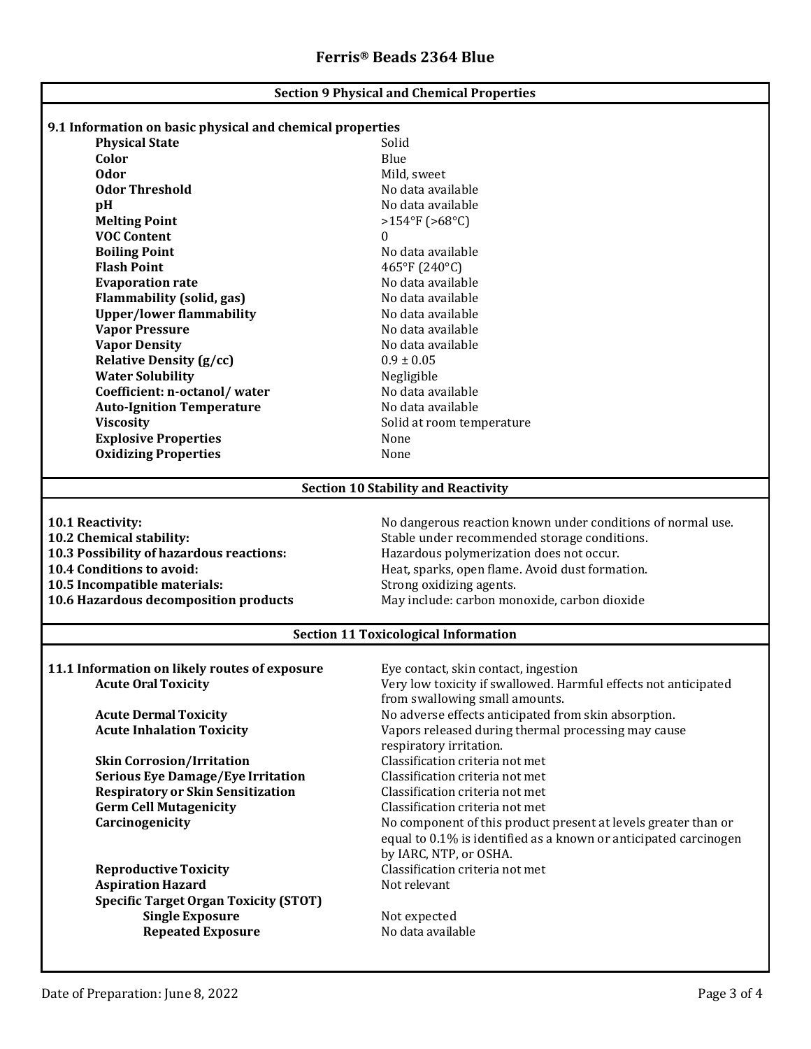## Section 9 Physical and Chemical Properties

### 9.1 Information on basic physical and chemical properties

| Property | Value |
|---|---|
| **Physical State** | Solid |
| **Color** | Blue |
| **Odor** | Mild, sweet |
| **Odor Threshold** | No data available |
| **pH** | No data available |
| **Melting Point** | >154°F (>68°C) |
| **VOC Content** | 0 |
| **Boiling Point** | No data available |
| **Flash Point** | 465°F (240°C) |
| **Evaporation rate** | No data available |
| **Flammability (solid, gas)** | No data available |
| **Upper/lower flammability** | No data available |
| **Vapor Pressure** | No data available |
| **Vapor Density** | No data available |
| **Relative Density (g/cc)** | 0.9 ± 0.05 |
| **Water Solubility** | Negligible |
| **Coefficient: n-octanol/ water** | No data available |
| **Auto-Ignition Temperature** | No data available |
| **Viscosity** | Solid at room temperature |
| **Explosive Properties** | None |
| **Oxidizing Properties** | None |

## Section 10 Stability and Reactivity

| | |
|---|---|
| **10.1 Reactivity:** | No dangerous reaction known under conditions of normal use. |
| **10.2 Chemical stability:** | Stable under recommended storage conditions. |
| **10.3 Possibility of hazardous reactions:** | Hazardous polymerization does not occur. |
| **10.4 Conditions to avoid:** | Heat, sparks, open flame. Avoid dust formation. |
| **10.5 Incompatible materials:** | Strong oxidizing agents. |
| **10.6 Hazardous decomposition products** | May include: carbon monoxide, carbon dioxide |

## Section 11 Toxicological Information

| | |
|---|---|
| **11.1 Information on likely routes of exposure** | Eye contact, skin contact, ingestion |
| **Acute Oral Toxicity** | Very low toxicity if swallowed. Harmful effects not anticipated from swallowing small amounts. |
| **Acute Dermal Toxicity** | No adverse effects anticipated from skin absorption. |
| **Acute Inhalation Toxicity** | Vapors released during thermal processing may cause respiratory irritation. |
| **Skin Corrosion/Irritation** | Classification criteria not met |
| **Serious Eye Damage/Eye Irritation** | Classification criteria not met |
| **Respiratory or Skin Sensitization** | Classification criteria not met |
| **Germ Cell Mutagenicity** | Classification criteria not met |
| **Carcinogenicity** | No component of this product present at levels greater than or equal to 0.1% is identified as a known or anticipated carcinogen by IARC, NTP, or OSHA. |
| **Reproductive Toxicity** | Classification criteria not met |
| **Aspiration Hazard** | Not relevant |
| **Specific Target Organ Toxicity (STOT)** | |
| **Single Exposure** | Not expected |
| **Repeated Exposure** | No data available |

Date of Preparation: June 8, 2022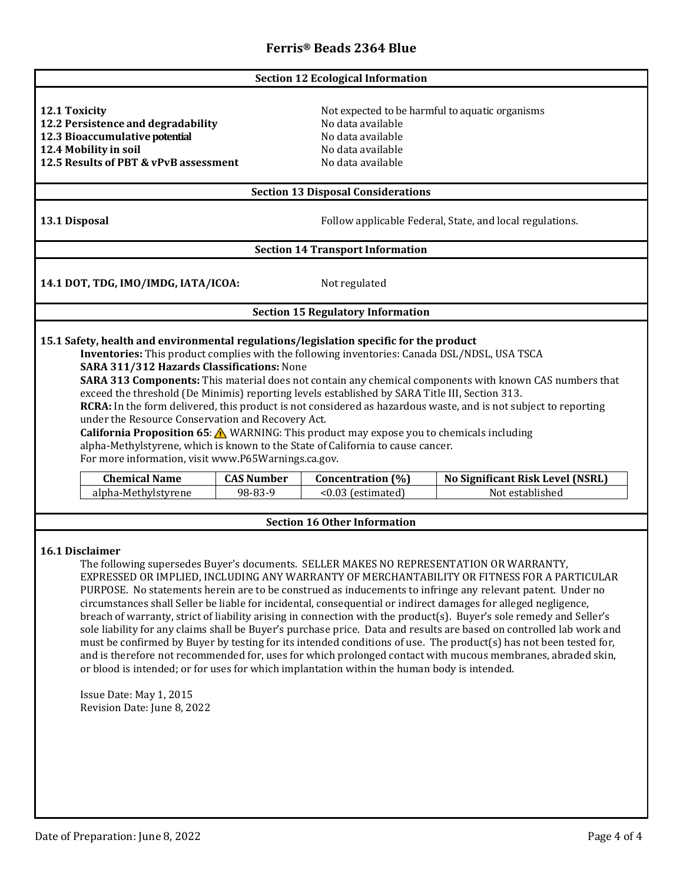# Ferris® Beads 2364 Blue

## Section 12 Ecological Information

| | |
|---|---|
| **12.1 Toxicity** | Not expected to be harmful to aquatic organisms |
| **12.2 Persistence and degradability** | No data available |
| **12.3 Bioaccumulative potential** | No data available |
| **12.4 Mobility in soil** | No data available |
| **12.5 Results of PBT & vPvB assessment** | No data available |

## Section 13 Disposal Considerations

**13.1 Disposal** — Follow applicable Federal, State, and local regulations.

## Section 14 Transport Information

**14.1 DOT, TDG, IMO/IMDG, IATA/ICOA:** Not regulated

## Section 15 Regulatory Information

**15.1 Safety, health and environmental regulations/legislation specific for the product**

**Inventories:** This product complies with the following inventories: Canada DSL/NDSL, USA TSCA

**SARA 311/312 Hazards Classifications:** None

**SARA 313 Components:** This material does not contain any chemical components with known CAS numbers that exceed the threshold (De Minimis) reporting levels established by SARA Title III, Section 313.

**RCRA:** In the form delivered, this product is not considered as hazardous waste, and is not subject to reporting under the Resource Conservation and Recovery Act.

**California Proposition 65**: ⚠ WARNING: This product may expose you to chemicals including alpha-Methylstyrene, which is known to the State of California to cause cancer.
For more information, visit www.P65Warnings.ca.gov.

| Chemical Name | CAS Number | Concentration (%) | No Significant Risk Level (NSRL) |
|---|---|---|---|
| alpha-Methylstyrene | 98-83-9 | <0.03 (estimated) | Not established |

## Section 16 Other Information

**16.1 Disclaimer**

The following supersedes Buyer's documents. SELLER MAKES NO REPRESENTATION OR WARRANTY, EXPRESSED OR IMPLIED, INCLUDING ANY WARRANTY OF MERCHANTABILITY OR FITNESS FOR A PARTICULAR PURPOSE. No statements herein are to be construed as inducements to infringe any relevant patent. Under no circumstances shall Seller be liable for incidental, consequential or indirect damages for alleged negligence, breach of warranty, strict of liability arising in connection with the product(s). Buyer's sole remedy and Seller's sole liability for any claims shall be Buyer's purchase price. Data and results are based on controlled lab work and must be confirmed by Buyer by testing for its intended conditions of use. The product(s) has not been tested for, and is therefore not recommended for, uses for which prolonged contact with mucous membranes, abraded skin, or blood is intended; or for uses for which implantation within the human body is intended.

Issue Date: May 1, 2015
Revision Date: June 8, 2022

Date of Preparation: June 8, 2022